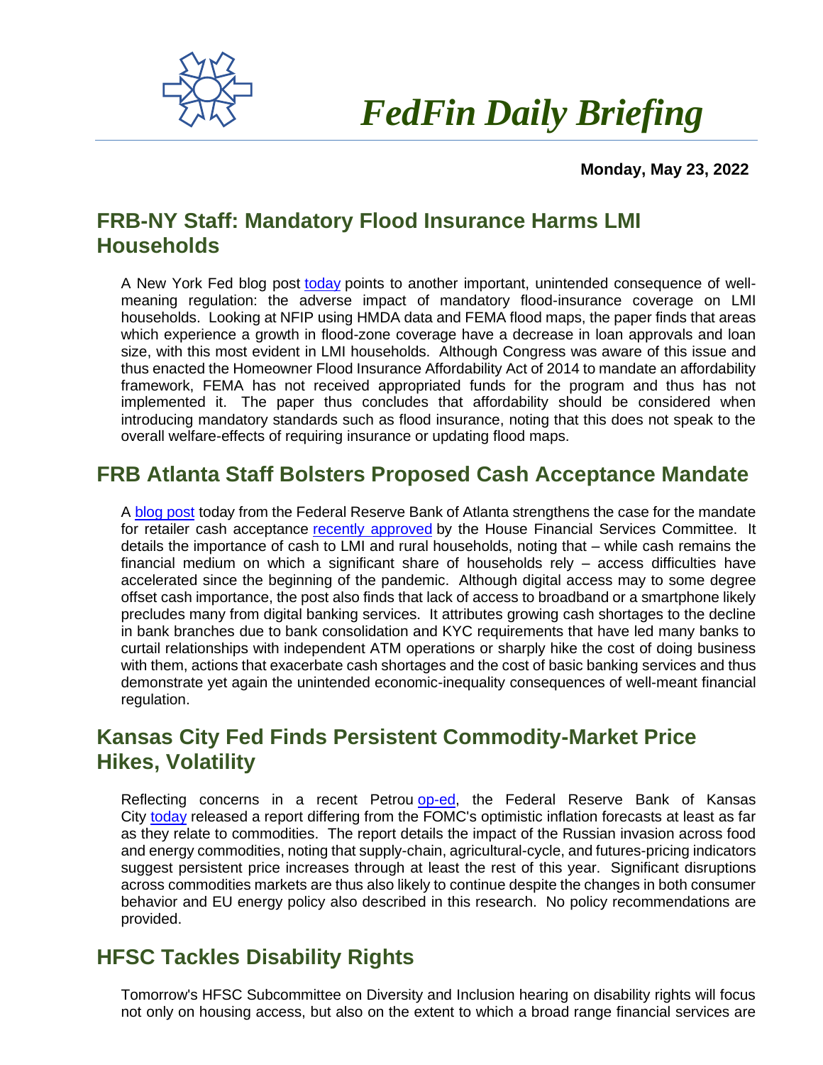# FedFin Daily Briefing

**Monday, May 23, 2022**

## FRB-NY Staff: Mandatory Flood Insurance Harms LMI Households

A New York Fed blog post today points to another important, unintended consequence of well-meaning regulation: the adverse impact of mandatory flood-insurance coverage on LMI households. Looking at NFIP using HMDA data and FEMA flood maps, the paper finds that areas which experience a growth in flood-zone coverage have a decrease in loan approvals and loan size, with this most evident in LMI households. Although Congress was aware of this issue and thus enacted the Homeowner Flood Insurance Affordability Act of 2014 to mandate an affordability framework, FEMA has not received appropriated funds for the program and thus has not implemented it. The paper thus concludes that affordability should be considered when introducing mandatory standards such as flood insurance, noting that this does not speak to the overall welfare-effects of requiring insurance or updating flood maps.

## FRB Atlanta Staff Bolsters Proposed Cash Acceptance Mandate

A blog post today from the Federal Reserve Bank of Atlanta strengthens the case for the mandate for retailer cash acceptance recently approved by the House Financial Services Committee. It details the importance of cash to LMI and rural households, noting that – while cash remains the financial medium on which a significant share of households rely – access difficulties have accelerated since the beginning of the pandemic. Although digital access may to some degree offset cash importance, the post also finds that lack of access to broadband or a smartphone likely precludes many from digital banking services. It attributes growing cash shortages to the decline in bank branches due to bank consolidation and KYC requirements that have led many banks to curtail relationships with independent ATM operations or sharply hike the cost of doing business with them, actions that exacerbate cash shortages and the cost of basic banking services and thus demonstrate yet again the unintended economic-inequality consequences of well-meant financial regulation.

## Kansas City Fed Finds Persistent Commodity-Market Price Hikes, Volatility

Reflecting concerns in a recent Petrou op-ed, the Federal Reserve Bank of Kansas City today released a report differing from the FOMC's optimistic inflation forecasts at least as far as they relate to commodities. The report details the impact of the Russian invasion across food and energy commodities, noting that supply-chain, agricultural-cycle, and futures-pricing indicators suggest persistent price increases through at least the rest of this year. Significant disruptions across commodities markets are thus also likely to continue despite the changes in both consumer behavior and EU energy policy also described in this research. No policy recommendations are provided.

## HFSC Tackles Disability Rights

Tomorrow's HFSC Subcommittee on Diversity and Inclusion hearing on disability rights will focus not only on housing access, but also on the extent to which a broad range financial services are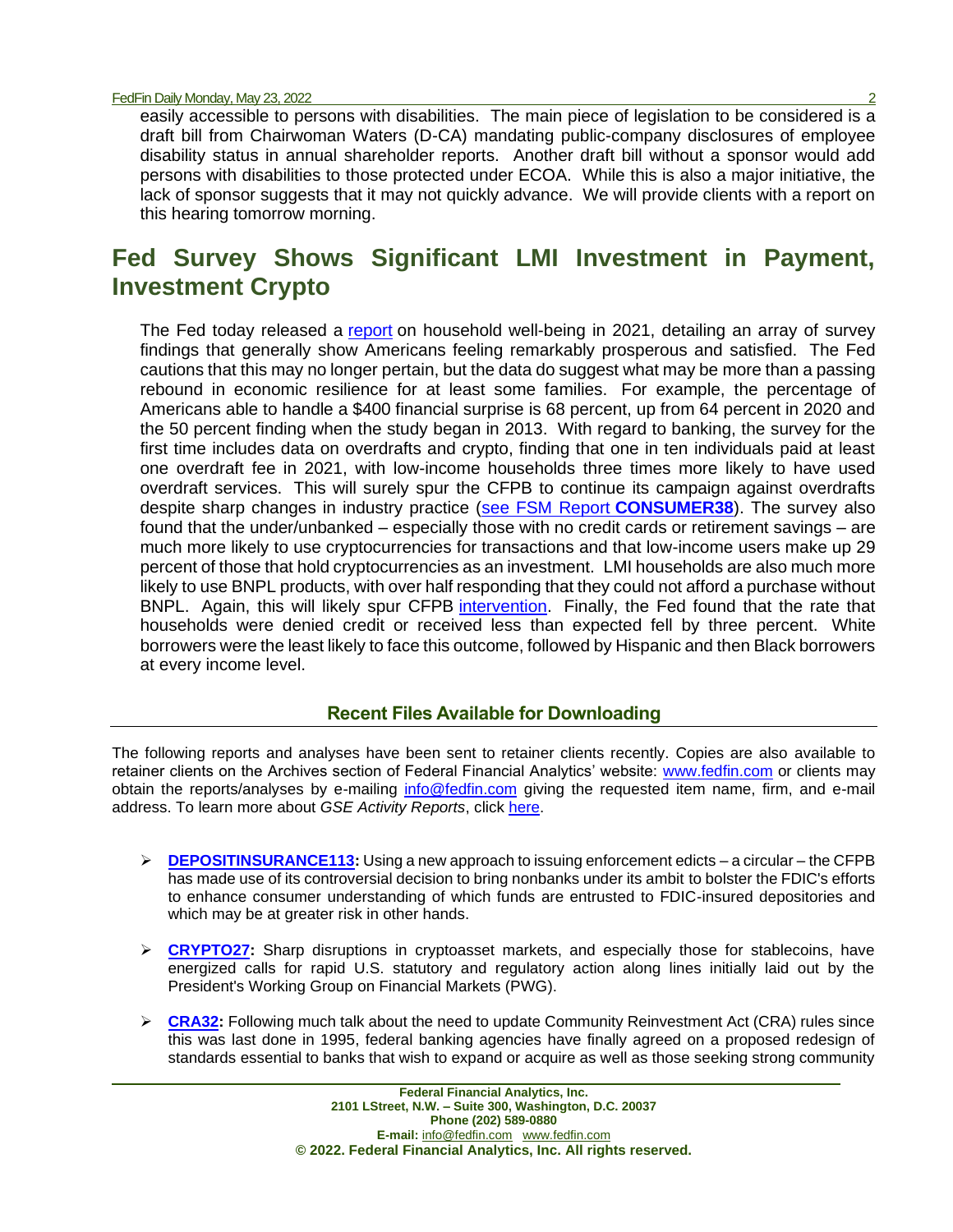easily accessible to persons with disabilities. The main piece of legislation to be considered is a draft bill from Chairwoman Waters (D-CA) mandating public-company disclosures of employee disability status in annual shareholder reports. Another draft bill without a sponsor would add persons with disabilities to those protected under ECOA. While this is also a major initiative, the lack of sponsor suggests that it may not quickly advance. We will provide clients with a report on this hearing tomorrow morning.

## Fed Survey Shows Significant LMI Investment in Payment, Investment Crypto

The Fed today released a report on household well-being in 2021, detailing an array of survey findings that generally show Americans feeling remarkably prosperous and satisfied. The Fed cautions that this may no longer pertain, but the data do suggest what may be more than a passing rebound in economic resilience for at least some families. For example, the percentage of Americans able to handle a $400 financial surprise is 68 percent, up from 64 percent in 2020 and the 50 percent finding when the study began in 2013. With regard to banking, the survey for the first time includes data on overdrafts and crypto, finding that one in ten individuals paid at least one overdraft fee in 2021, with low-income households three times more likely to have used overdraft services. This will surely spur the CFPB to continue its campaign against overdrafts despite sharp changes in industry practice (see FSM Report **CONSUMER38**). The survey also found that the under/unbanked – especially those with no credit cards or retirement savings – are much more likely to use cryptocurrencies for transactions and that low-income users make up 29 percent of those that hold cryptocurrencies as an investment. LMI households are also much more likely to use BNPL products, with over half responding that they could not afford a purchase without BNPL. Again, this will likely spur CFPB intervention. Finally, the Fed found that the rate that households were denied credit or received less than expected fell by three percent. White borrowers were the least likely to face this outcome, followed by Hispanic and then Black borrowers at every income level.

### Recent Files Available for Downloading

The following reports and analyses have been sent to retainer clients recently. Copies are also available to retainer clients on the Archives section of Federal Financial Analytics' website: www.fedfin.com or clients may obtain the reports/analyses by e-mailing info@fedfin.com giving the requested item name, firm, and e-mail address. To learn more about *GSE Activity Reports*, click here.

- **DEPOSITINSURANCE113:** Using a new approach to issuing enforcement edicts – a circular – the CFPB has made use of its controversial decision to bring nonbanks under its ambit to bolster the FDIC's efforts to enhance consumer understanding of which funds are entrusted to FDIC-insured depositories and which may be at greater risk in other hands.
- **CRYPTO27:** Sharp disruptions in cryptoasset markets, and especially those for stablecoins, have energized calls for rapid U.S. statutory and regulatory action along lines initially laid out by the President's Working Group on Financial Markets (PWG).
- **CRA32:** Following much talk about the need to update Community Reinvestment Act (CRA) rules since this was last done in 1995, federal banking agencies have finally agreed on a proposed redesign of standards essential to banks that wish to expand or acquire as well as those seeking strong community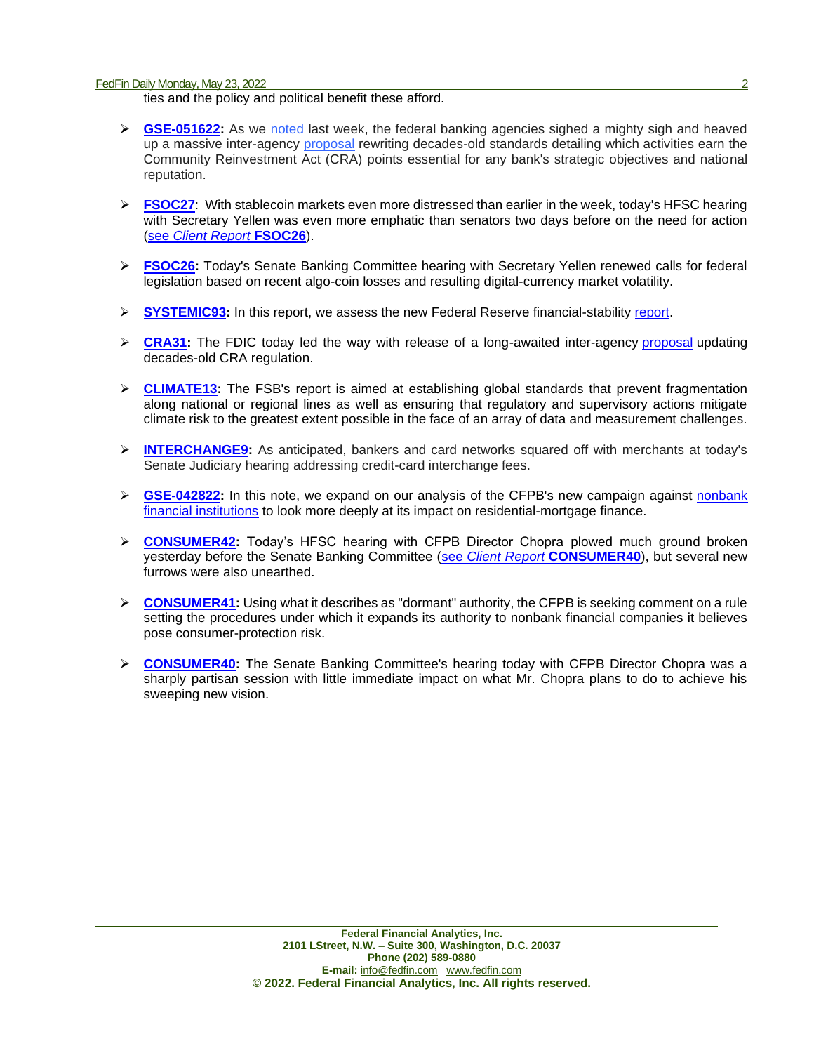ties and the policy and political benefit these afford.

- **GSE-051622:** As we noted last week, the federal banking agencies sighed a mighty sigh and heaved up a massive inter-agency proposal rewriting decades-old standards detailing which activities earn the Community Reinvestment Act (CRA) points essential for any bank's strategic objectives and national reputation.

- **FSOC27**: With stablecoin markets even more distressed than earlier in the week, today's HFSC hearing with Secretary Yellen was even more emphatic than senators two days before on the need for action (see *Client Report* **FSOC26**).

- **FSOC26:** Today's Senate Banking Committee hearing with Secretary Yellen renewed calls for federal legislation based on recent algo-coin losses and resulting digital-currency market volatility.

- **SYSTEMIC93:** In this report, we assess the new Federal Reserve financial-stability report.

- **CRA31:** The FDIC today led the way with release of a long-awaited inter-agency proposal updating decades-old CRA regulation.

- **CLIMATE13:** The FSB's report is aimed at establishing global standards that prevent fragmentation along national or regional lines as well as ensuring that regulatory and supervisory actions mitigate climate risk to the greatest extent possible in the face of an array of data and measurement challenges.

- **INTERCHANGE9:** As anticipated, bankers and card networks squared off with merchants at today's Senate Judiciary hearing addressing credit-card interchange fees.

- **GSE-042822:** In this note, we expand on our analysis of the CFPB's new campaign against nonbank financial institutions to look more deeply at its impact on residential-mortgage finance.

- **CONSUMER42:** Today's HFSC hearing with CFPB Director Chopra plowed much ground broken yesterday before the Senate Banking Committee (see *Client Report* **CONSUMER40**), but several new furrows were also unearthed.

- **CONSUMER41:** Using what it describes as "dormant" authority, the CFPB is seeking comment on a rule setting the procedures under which it expands its authority to nonbank financial companies it believes pose consumer-protection risk.

- **CONSUMER40:** The Senate Banking Committee's hearing today with CFPB Director Chopra was a sharply partisan session with little immediate impact on what Mr. Chopra plans to do to achieve his sweeping new vision.